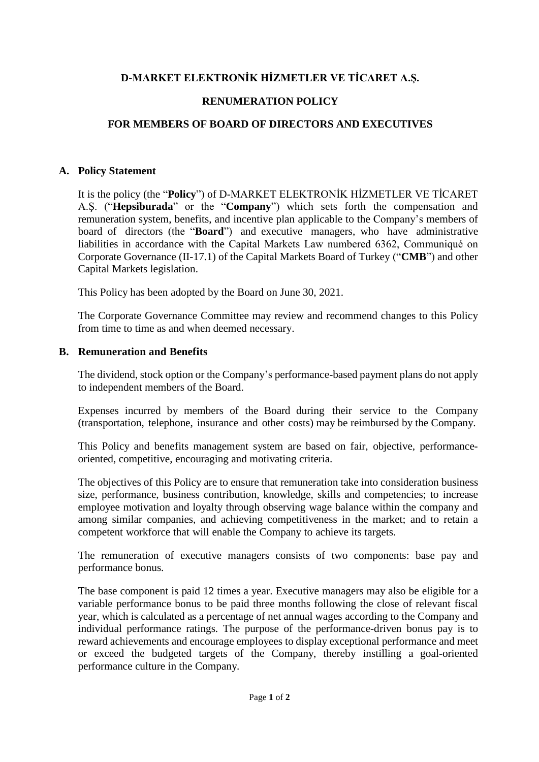# D-MARKET ELEKTRONİK HİZMETLER VE TİCARET A.Ş.

# RENUMERATION POLICY

# FOR MEMBERS OF BOARD OF DIRECTORS AND EXECUTIVES

## A. Policy Statement

It is the policy (the "**Policy**") of D-MARKET ELEKTRONİK HİZMETLER VE TİCARET A.Ş. ("**Hepsiburada**" or the "**Company**") which sets forth the compensation and remuneration system, benefits, and incentive plan applicable to the Company's members of board of directors (the "**Board**") and executive managers, who have administrative liabilities in accordance with the Capital Markets Law numbered 6362, Communiqué on Corporate Governance (II-17.1) of the Capital Markets Board of Turkey ("**CMB**") and other Capital Markets legislation.

This Policy has been adopted by the Board on June 30, 2021.

The Corporate Governance Committee may review and recommend changes to this Policy from time to time as and when deemed necessary.

## B. Remuneration and Benefits

The dividend, stock option or the Company's performance-based payment plans do not apply to independent members of the Board.

Expenses incurred by members of the Board during their service to the Company (transportation, telephone, insurance and other costs) may be reimbursed by the Company.

This Policy and benefits management system are based on fair, objective, performance-oriented, competitive, encouraging and motivating criteria.

The objectives of this Policy are to ensure that remuneration take into consideration business size, performance, business contribution, knowledge, skills and competencies; to increase employee motivation and loyalty through observing wage balance within the company and among similar companies, and achieving competitiveness in the market; and to retain a competent workforce that will enable the Company to achieve its targets.

The remuneration of executive managers consists of two components: base pay and performance bonus.

The base component is paid 12 times a year. Executive managers may also be eligible for a variable performance bonus to be paid three months following the close of relevant fiscal year, which is calculated as a percentage of net annual wages according to the Company and individual performance ratings. The purpose of the performance-driven bonus pay is to reward achievements and encourage employees to display exceptional performance and meet or exceed the budgeted targets of the Company, thereby instilling a goal-oriented performance culture in the Company.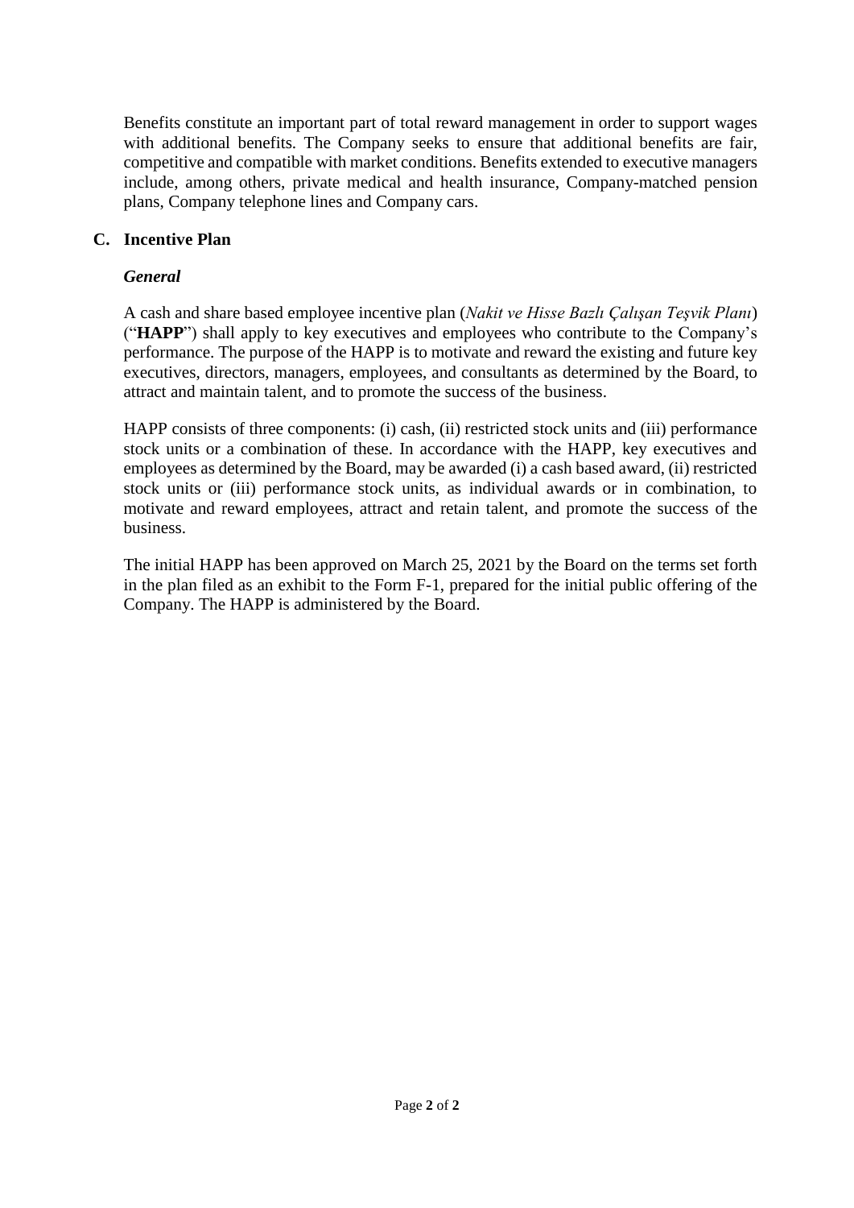Benefits constitute an important part of total reward management in order to support wages with additional benefits. The Company seeks to ensure that additional benefits are fair, competitive and compatible with market conditions. Benefits extended to executive managers include, among others, private medical and health insurance, Company-matched pension plans, Company telephone lines and Company cars.

## C. Incentive Plan

### *General*

A cash and share based employee incentive plan (*Nakit ve Hisse Bazlı Çalışan Teşvik Planı*) ("**HAPP**") shall apply to key executives and employees who contribute to the Company's performance. The purpose of the HAPP is to motivate and reward the existing and future key executives, directors, managers, employees, and consultants as determined by the Board, to attract and maintain talent, and to promote the success of the business.

HAPP consists of three components: (i) cash, (ii) restricted stock units and (iii) performance stock units or a combination of these. In accordance with the HAPP, key executives and employees as determined by the Board, may be awarded (i) a cash based award, (ii) restricted stock units or (iii) performance stock units, as individual awards or in combination, to motivate and reward employees, attract and retain talent, and promote the success of the business.

The initial HAPP has been approved on March 25, 2021 by the Board on the terms set forth in the plan filed as an exhibit to the Form F-1, prepared for the initial public offering of the Company. The HAPP is administered by the Board.